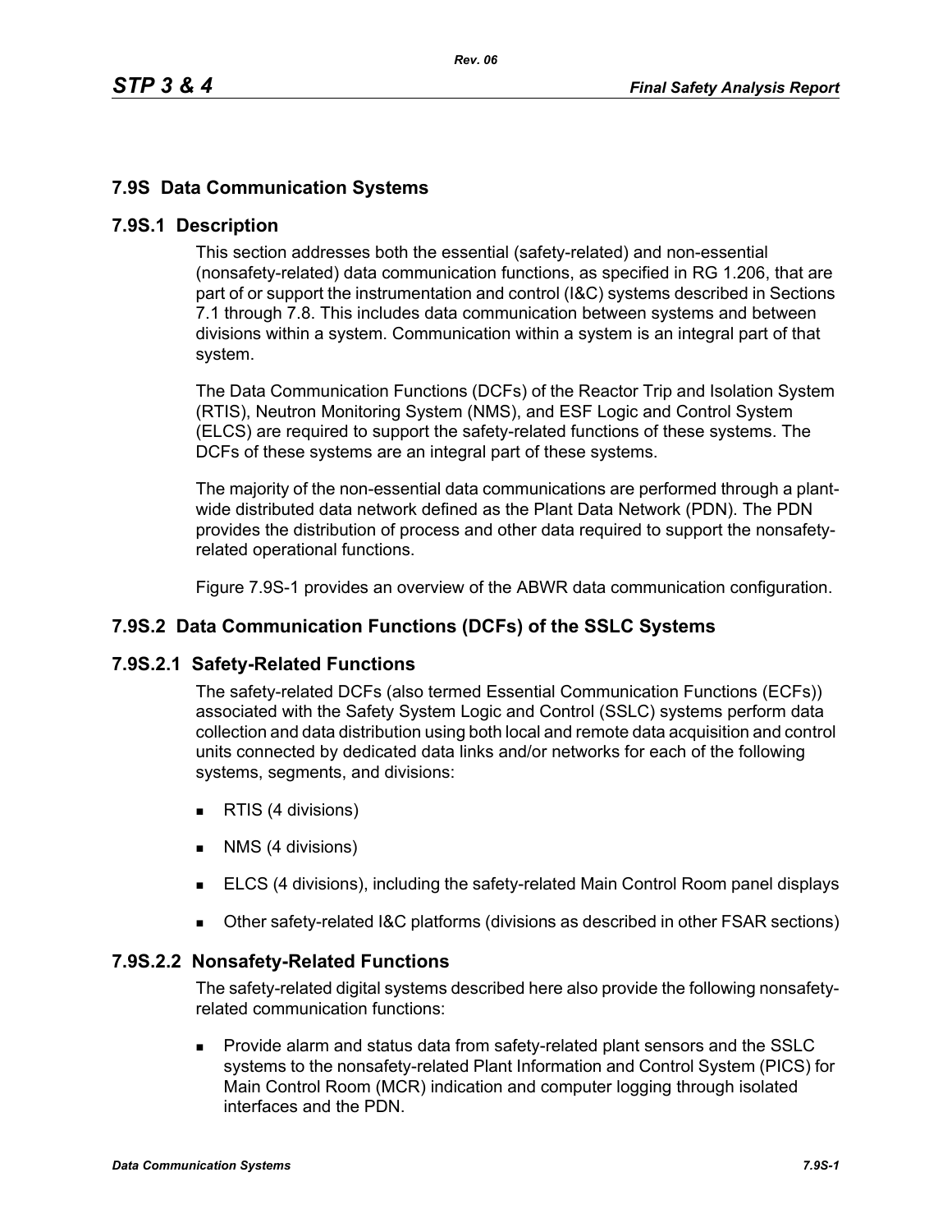## 7.9S Data Communication Systems

### 7.9S.1 Description

This section addresses both the essential (safety-related) and non-essential (nonsafety-related) data communication functions, as specified in RG 1.206, that are part of or support the instrumentation and control (I&C) systems described in Sections 7.1 through 7.8. This includes data communication between systems and between divisions within a system. Communication within a system is an integral part of that system.

The Data Communication Functions (DCFs) of the Reactor Trip and Isolation System (RTIS), Neutron Monitoring System (NMS), and ESF Logic and Control System (ELCS) are required to support the safety-related functions of these systems. The DCFs of these systems are an integral part of these systems.

The majority of the non-essential data communications are performed through a plant-wide distributed data network defined as the Plant Data Network (PDN). The PDN provides the distribution of process and other data required to support the nonsafety-related operational functions.

Figure 7.9S-1 provides an overview of the ABWR data communication configuration.

### 7.9S.2 Data Communication Functions (DCFs) of the SSLC Systems

#### 7.9S.2.1 Safety-Related Functions

The safety-related DCFs (also termed Essential Communication Functions (ECFs)) associated with the Safety System Logic and Control (SSLC) systems perform data collection and data distribution using both local and remote data acquisition and control units connected by dedicated data links and/or networks for each of the following systems, segments, and divisions:

- RTIS (4 divisions)
- NMS (4 divisions)
- ELCS (4 divisions), including the safety-related Main Control Room panel displays
- Other safety-related I&C platforms (divisions as described in other FSAR sections)

#### 7.9S.2.2 Nonsafety-Related Functions

The safety-related digital systems described here also provide the following nonsafety-related communication functions:

- Provide alarm and status data from safety-related plant sensors and the SSLC systems to the nonsafety-related Plant Information and Control System (PICS) for Main Control Room (MCR) indication and computer logging through isolated interfaces and the PDN.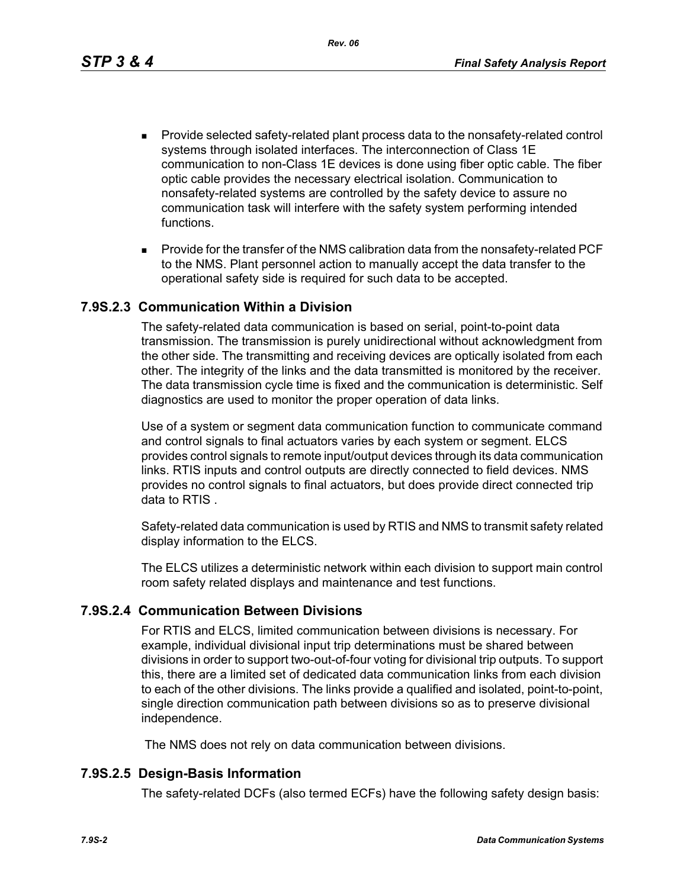- Provide selected safety-related plant process data to the nonsafety-related control systems through isolated interfaces. The interconnection of Class 1E communication to non-Class 1E devices is done using fiber optic cable. The fiber optic cable provides the necessary electrical isolation. Communication to nonsafety-related systems are controlled by the safety device to assure no communication task will interfere with the safety system performing intended functions.
- Provide for the transfer of the NMS calibration data from the nonsafety-related PCF to the NMS. Plant personnel action to manually accept the data transfer to the operational safety side is required for such data to be accepted.

### 7.9S.2.3 Communication Within a Division

The safety-related data communication is based on serial, point-to-point data transmission. The transmission is purely unidirectional without acknowledgment from the other side. The transmitting and receiving devices are optically isolated from each other. The integrity of the links and the data transmitted is monitored by the receiver. The data transmission cycle time is fixed and the communication is deterministic. Self diagnostics are used to monitor the proper operation of data links.

Use of a system or segment data communication function to communicate command and control signals to final actuators varies by each system or segment. ELCS provides control signals to remote input/output devices through its data communication links. RTIS inputs and control outputs are directly connected to field devices. NMS provides no control signals to final actuators, but does provide direct connected trip data to RTIS .

Safety-related data communication is used by RTIS and NMS to transmit safety related display information to the ELCS.

The ELCS utilizes a deterministic network within each division to support main control room safety related displays and maintenance and test functions.

### 7.9S.2.4 Communication Between Divisions

For RTIS and ELCS, limited communication between divisions is necessary. For example, individual divisional input trip determinations must be shared between divisions in order to support two-out-of-four voting for divisional trip outputs. To support this, there are a limited set of dedicated data communication links from each division to each of the other divisions. The links provide a qualified and isolated, point-to-point, single direction communication path between divisions so as to preserve divisional independence.

The NMS does not rely on data communication between divisions.

### 7.9S.2.5 Design-Basis Information

The safety-related DCFs (also termed ECFs) have the following safety design basis: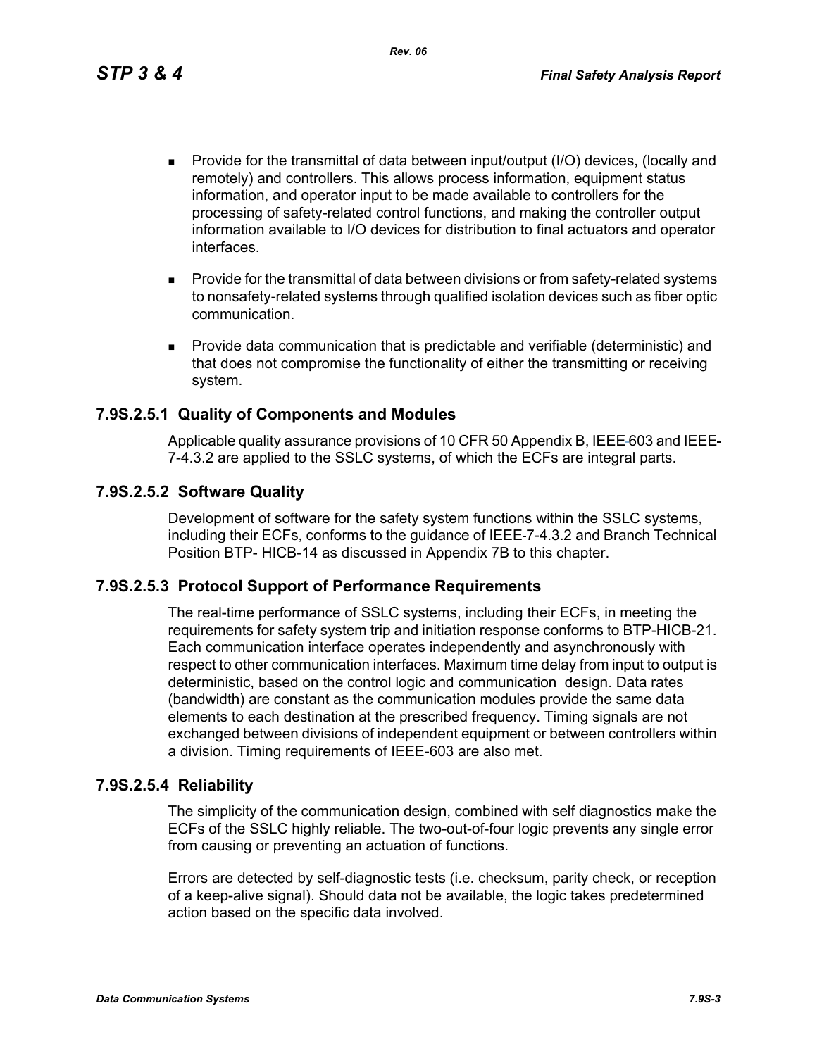- Provide for the transmittal of data between input/output (I/O) devices, (locally and remotely) and controllers. This allows process information, equipment status information, and operator input to be made available to controllers for the processing of safety-related control functions, and making the controller output information available to I/O devices for distribution to final actuators and operator interfaces.

- Provide for the transmittal of data between divisions or from safety-related systems to nonsafety-related systems through qualified isolation devices such as fiber optic communication.

- Provide data communication that is predictable and verifiable (deterministic) and that does not compromise the functionality of either the transmitting or receiving system.

### 7.9S.2.5.1 Quality of Components and Modules

Applicable quality assurance provisions of 10 CFR 50 Appendix B, IEEE-603 and IEEE-7-4.3.2 are applied to the SSLC systems, of which the ECFs are integral parts.

### 7.9S.2.5.2 Software Quality

Development of software for the safety system functions within the SSLC systems, including their ECFs, conforms to the guidance of IEEE-7-4.3.2 and Branch Technical Position BTP- HICB-14 as discussed in Appendix 7B to this chapter.

### 7.9S.2.5.3 Protocol Support of Performance Requirements

The real-time performance of SSLC systems, including their ECFs, in meeting the requirements for safety system trip and initiation response conforms to BTP-HICB-21. Each communication interface operates independently and asynchronously with respect to other communication interfaces. Maximum time delay from input to output is deterministic, based on the control logic and communication design. Data rates (bandwidth) are constant as the communication modules provide the same data elements to each destination at the prescribed frequency. Timing signals are not exchanged between divisions of independent equipment or between controllers within a division. Timing requirements of IEEE-603 are also met.

### 7.9S.2.5.4 Reliability

The simplicity of the communication design, combined with self diagnostics make the ECFs of the SSLC highly reliable. The two-out-of-four logic prevents any single error from causing or preventing an actuation of functions.

Errors are detected by self-diagnostic tests (i.e. checksum, parity check, or reception of a keep-alive signal). Should data not be available, the logic takes predetermined action based on the specific data involved.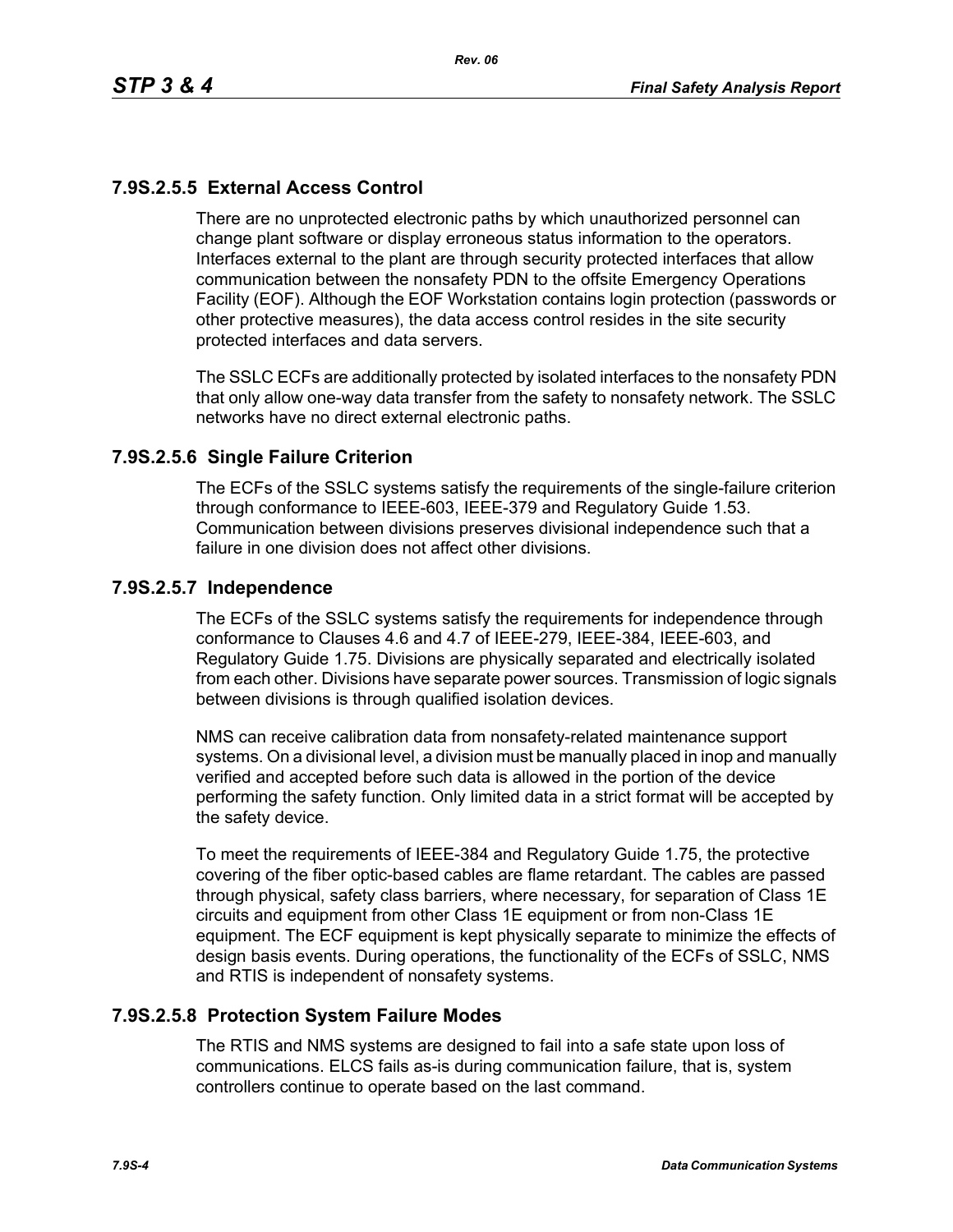### 7.9S.2.5.5 External Access Control

There are no unprotected electronic paths by which unauthorized personnel can change plant software or display erroneous status information to the operators. Interfaces external to the plant are through security protected interfaces that allow communication between the nonsafety PDN to the offsite Emergency Operations Facility (EOF). Although the EOF Workstation contains login protection (passwords or other protective measures), the data access control resides in the site security protected interfaces and data servers.

The SSLC ECFs are additionally protected by isolated interfaces to the nonsafety PDN that only allow one-way data transfer from the safety to nonsafety network. The SSLC networks have no direct external electronic paths.

### 7.9S.2.5.6 Single Failure Criterion

The ECFs of the SSLC systems satisfy the requirements of the single-failure criterion through conformance to IEEE-603, IEEE-379 and Regulatory Guide 1.53. Communication between divisions preserves divisional independence such that a failure in one division does not affect other divisions.

### 7.9S.2.5.7 Independence

The ECFs of the SSLC systems satisfy the requirements for independence through conformance to Clauses 4.6 and 4.7 of IEEE-279, IEEE-384, IEEE-603, and Regulatory Guide 1.75. Divisions are physically separated and electrically isolated from each other. Divisions have separate power sources. Transmission of logic signals between divisions is through qualified isolation devices.

NMS can receive calibration data from nonsafety-related maintenance support systems. On a divisional level, a division must be manually placed in inop and manually verified and accepted before such data is allowed in the portion of the device performing the safety function. Only limited data in a strict format will be accepted by the safety device.

To meet the requirements of IEEE-384 and Regulatory Guide 1.75, the protective covering of the fiber optic-based cables are flame retardant. The cables are passed through physical, safety class barriers, where necessary, for separation of Class 1E circuits and equipment from other Class 1E equipment or from non-Class 1E equipment. The ECF equipment is kept physically separate to minimize the effects of design basis events. During operations, the functionality of the ECFs of SSLC, NMS and RTIS is independent of nonsafety systems.

### 7.9S.2.5.8 Protection System Failure Modes

The RTIS and NMS systems are designed to fail into a safe state upon loss of communications. ELCS fails as-is during communication failure, that is, system controllers continue to operate based on the last command.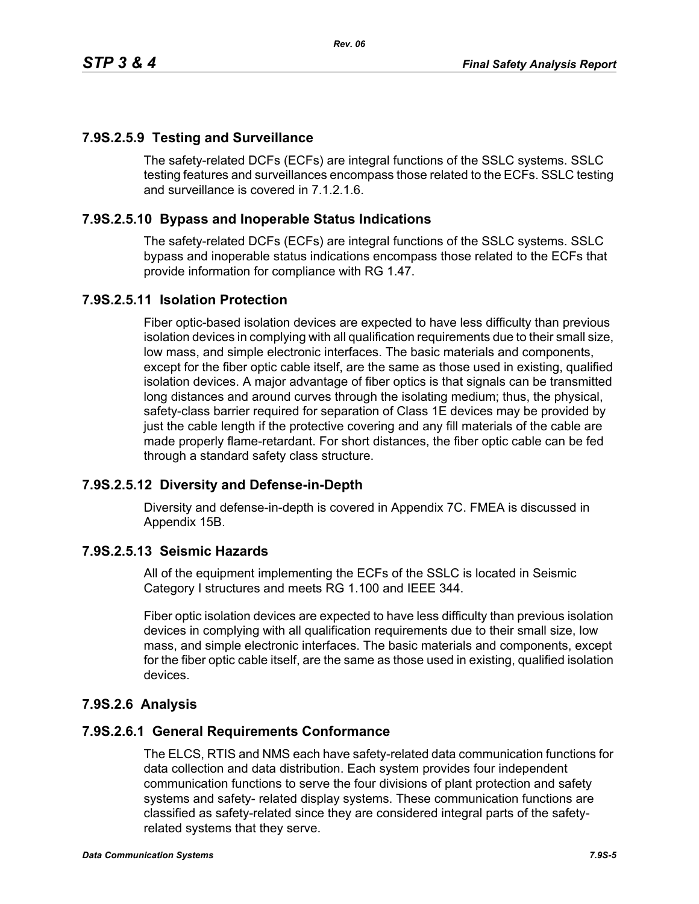### 7.9S.2.5.9 Testing and Surveillance

The safety-related DCFs (ECFs) are integral functions of the SSLC systems. SSLC testing features and surveillances encompass those related to the ECFs. SSLC testing and surveillance is covered in 7.1.2.1.6.

### 7.9S.2.5.10 Bypass and Inoperable Status Indications

The safety-related DCFs (ECFs) are integral functions of the SSLC systems. SSLC bypass and inoperable status indications encompass those related to the ECFs that provide information for compliance with RG 1.47.

### 7.9S.2.5.11 Isolation Protection

Fiber optic-based isolation devices are expected to have less difficulty than previous isolation devices in complying with all qualification requirements due to their small size, low mass, and simple electronic interfaces. The basic materials and components, except for the fiber optic cable itself, are the same as those used in existing, qualified isolation devices. A major advantage of fiber optics is that signals can be transmitted long distances and around curves through the isolating medium; thus, the physical, safety-class barrier required for separation of Class 1E devices may be provided by just the cable length if the protective covering and any fill materials of the cable are made properly flame-retardant. For short distances, the fiber optic cable can be fed through a standard safety class structure.

### 7.9S.2.5.12 Diversity and Defense-in-Depth

Diversity and defense-in-depth is covered in Appendix 7C. FMEA is discussed in Appendix 15B.

### 7.9S.2.5.13 Seismic Hazards

All of the equipment implementing the ECFs of the SSLC is located in Seismic Category I structures and meets RG 1.100 and IEEE 344.

Fiber optic isolation devices are expected to have less difficulty than previous isolation devices in complying with all qualification requirements due to their small size, low mass, and simple electronic interfaces. The basic materials and components, except for the fiber optic cable itself, are the same as those used in existing, qualified isolation devices.

## 7.9S.2.6 Analysis

### 7.9S.2.6.1 General Requirements Conformance

The ELCS, RTIS and NMS each have safety-related data communication functions for data collection and data distribution. Each system provides four independent communication functions to serve the four divisions of plant protection and safety systems and safety- related display systems. These communication functions are classified as safety-related since they are considered integral parts of the safety-related systems that they serve.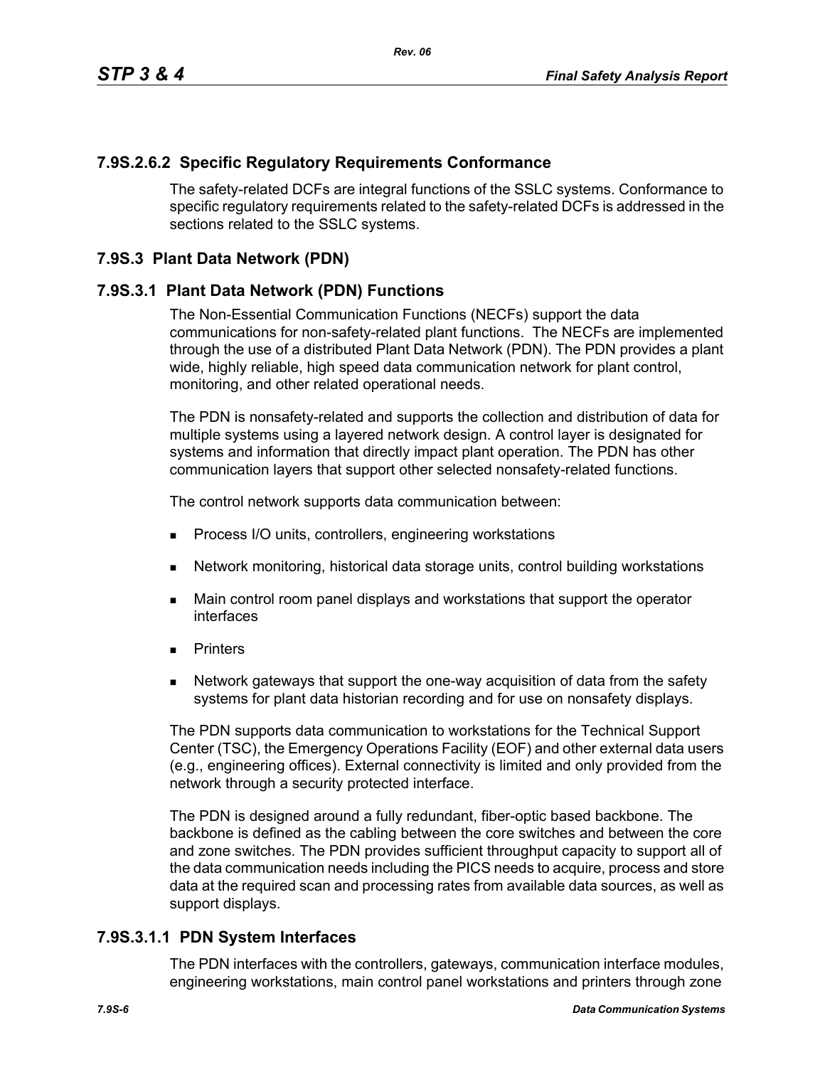### 7.9S.2.6.2 Specific Regulatory Requirements Conformance

The safety-related DCFs are integral functions of the SSLC systems. Conformance to specific regulatory requirements related to the safety-related DCFs is addressed in the sections related to the SSLC systems.

## 7.9S.3 Plant Data Network (PDN)

### 7.9S.3.1 Plant Data Network (PDN) Functions

The Non-Essential Communication Functions (NECFs) support the data communications for non-safety-related plant functions. The NECFs are implemented through the use of a distributed Plant Data Network (PDN). The PDN provides a plant wide, highly reliable, high speed data communication network for plant control, monitoring, and other related operational needs.

The PDN is nonsafety-related and supports the collection and distribution of data for multiple systems using a layered network design. A control layer is designated for systems and information that directly impact plant operation. The PDN has other communication layers that support other selected nonsafety-related functions.

The control network supports data communication between:

- Process I/O units, controllers, engineering workstations
- Network monitoring, historical data storage units, control building workstations
- Main control room panel displays and workstations that support the operator interfaces
- Printers
- Network gateways that support the one-way acquisition of data from the safety systems for plant data historian recording and for use on nonsafety displays.

The PDN supports data communication to workstations for the Technical Support Center (TSC), the Emergency Operations Facility (EOF) and other external data users (e.g., engineering offices). External connectivity is limited and only provided from the network through a security protected interface.

The PDN is designed around a fully redundant, fiber-optic based backbone. The backbone is defined as the cabling between the core switches and between the core and zone switches. The PDN provides sufficient throughput capacity to support all of the data communication needs including the PICS needs to acquire, process and store data at the required scan and processing rates from available data sources, as well as support displays.

### 7.9S.3.1.1 PDN System Interfaces

The PDN interfaces with the controllers, gateways, communication interface modules, engineering workstations, main control panel workstations and printers through zone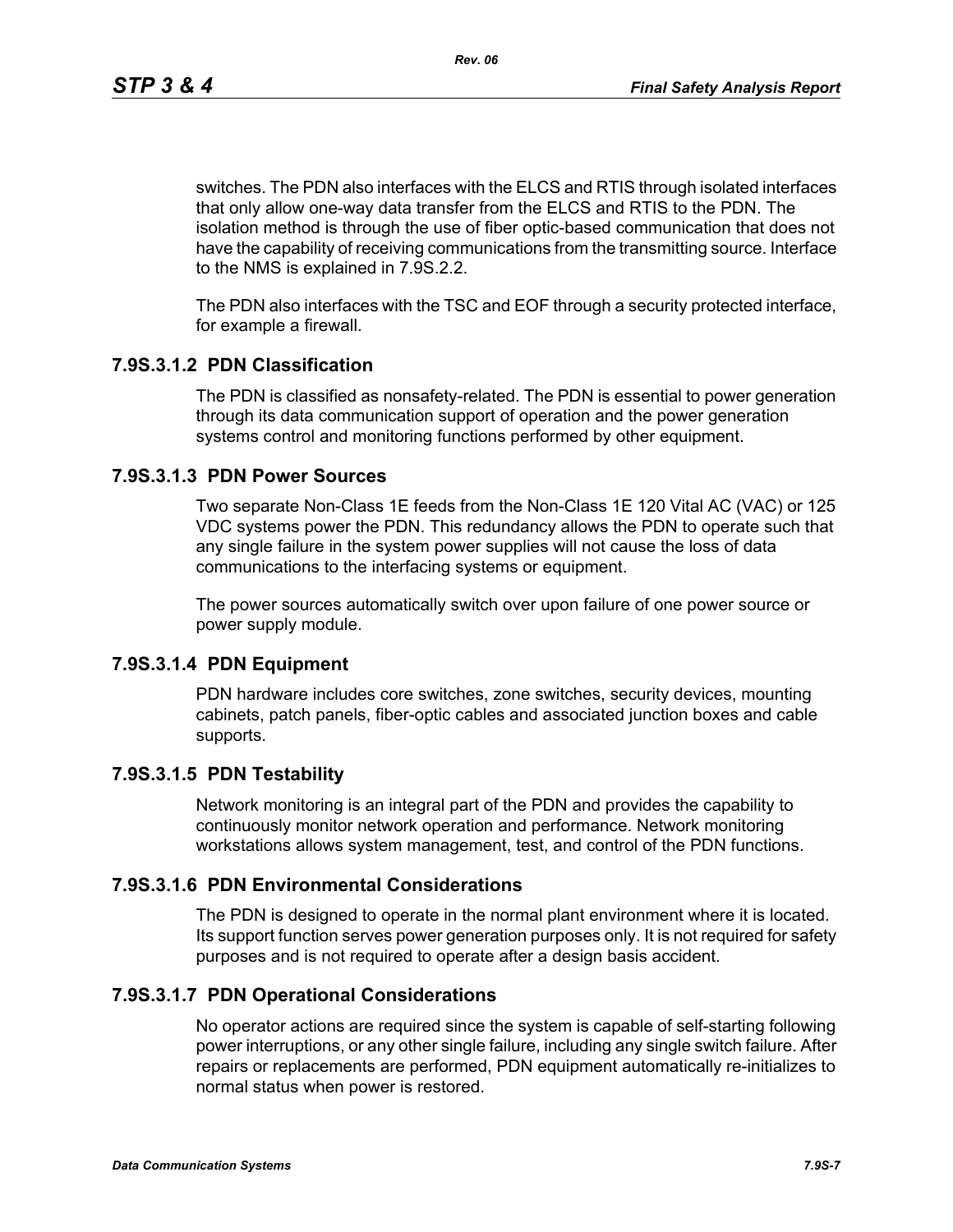switches. The PDN also interfaces with the ELCS and RTIS through isolated interfaces that only allow one-way data transfer from the ELCS and RTIS to the PDN. The isolation method is through the use of fiber optic-based communication that does not have the capability of receiving communications from the transmitting source. Interface to the NMS is explained in 7.9S.2.2.

The PDN also interfaces with the TSC and EOF through a security protected interface, for example a firewall.

### 7.9S.3.1.2 PDN Classification

The PDN is classified as nonsafety-related. The PDN is essential to power generation through its data communication support of operation and the power generation systems control and monitoring functions performed by other equipment.

### 7.9S.3.1.3 PDN Power Sources

Two separate Non-Class 1E feeds from the Non-Class 1E 120 Vital AC (VAC) or 125 VDC systems power the PDN. This redundancy allows the PDN to operate such that any single failure in the system power supplies will not cause the loss of data communications to the interfacing systems or equipment.

The power sources automatically switch over upon failure of one power source or power supply module.

### 7.9S.3.1.4 PDN Equipment

PDN hardware includes core switches, zone switches, security devices, mounting cabinets, patch panels, fiber-optic cables and associated junction boxes and cable supports.

### 7.9S.3.1.5 PDN Testability

Network monitoring is an integral part of the PDN and provides the capability to continuously monitor network operation and performance. Network monitoring workstations allows system management, test, and control of the PDN functions.

### 7.9S.3.1.6 PDN Environmental Considerations

The PDN is designed to operate in the normal plant environment where it is located. Its support function serves power generation purposes only. It is not required for safety purposes and is not required to operate after a design basis accident.

### 7.9S.3.1.7 PDN Operational Considerations

No operator actions are required since the system is capable of self-starting following power interruptions, or any other single failure, including any single switch failure. After repairs or replacements are performed, PDN equipment automatically re-initializes to normal status when power is restored.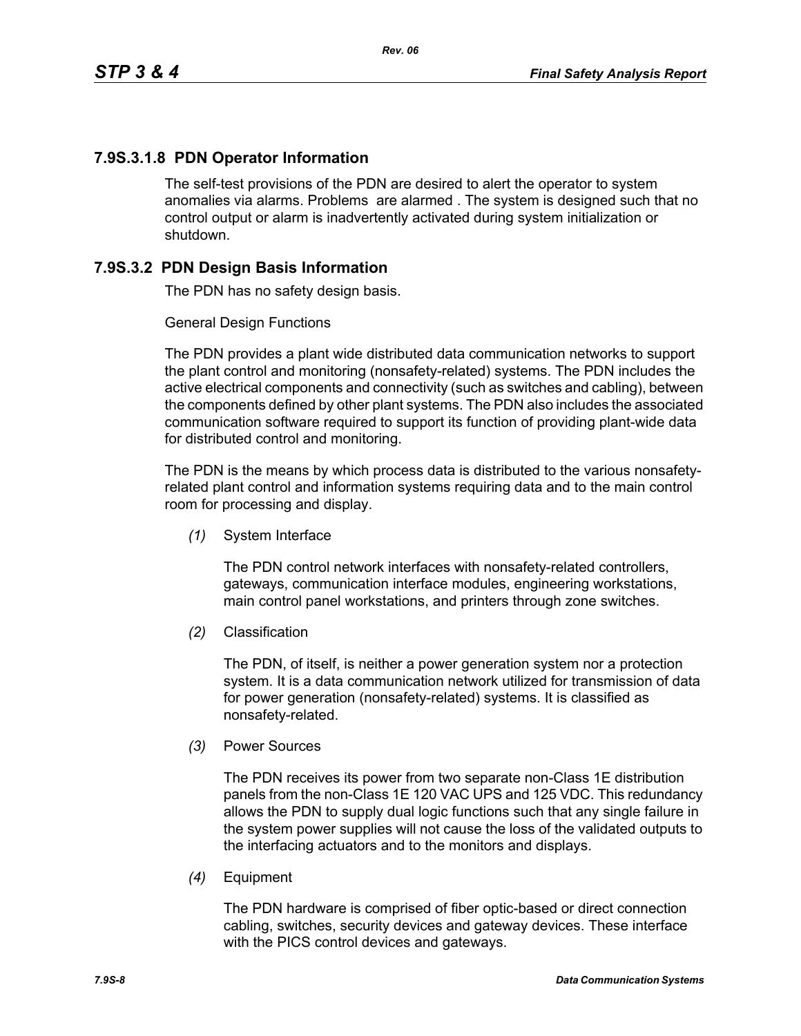### 7.9S.3.1.8 PDN Operator Information

The self-test provisions of the PDN are desired to alert the operator to system anomalies via alarms. Problems  are alarmed . The system is designed such that no control output or alarm is inadvertently activated during system initialization or shutdown.

## 7.9S.3.2 PDN Design Basis Information

The PDN has no safety design basis.

General Design Functions

The PDN provides a plant wide distributed data communication networks to support the plant control and monitoring (nonsafety-related) systems. The PDN includes the active electrical components and connectivity (such as switches and cabling), between the components defined by other plant systems. The PDN also includes the associated communication software required to support its function of providing plant-wide data for distributed control and monitoring.

The PDN is the means by which process data is distributed to the various nonsafety-related plant control and information systems requiring data and to the main control room for processing and display.

*(1)* System Interface

The PDN control network interfaces with nonsafety-related controllers, gateways, communication interface modules, engineering workstations, main control panel workstations, and printers through zone switches.

*(2)* Classification

The PDN, of itself, is neither a power generation system nor a protection system. It is a data communication network utilized for transmission of data for power generation (nonsafety-related) systems. It is classified as nonsafety-related.

*(3)* Power Sources

The PDN receives its power from two separate non-Class 1E distribution panels from the non-Class 1E 120 VAC UPS and 125 VDC. This redundancy allows the PDN to supply dual logic functions such that any single failure in the system power supplies will not cause the loss of the validated outputs to the interfacing actuators and to the monitors and displays.

*(4)* Equipment

The PDN hardware is comprised of fiber optic-based or direct connection cabling, switches, security devices and gateway devices. These interface with the PICS control devices and gateways.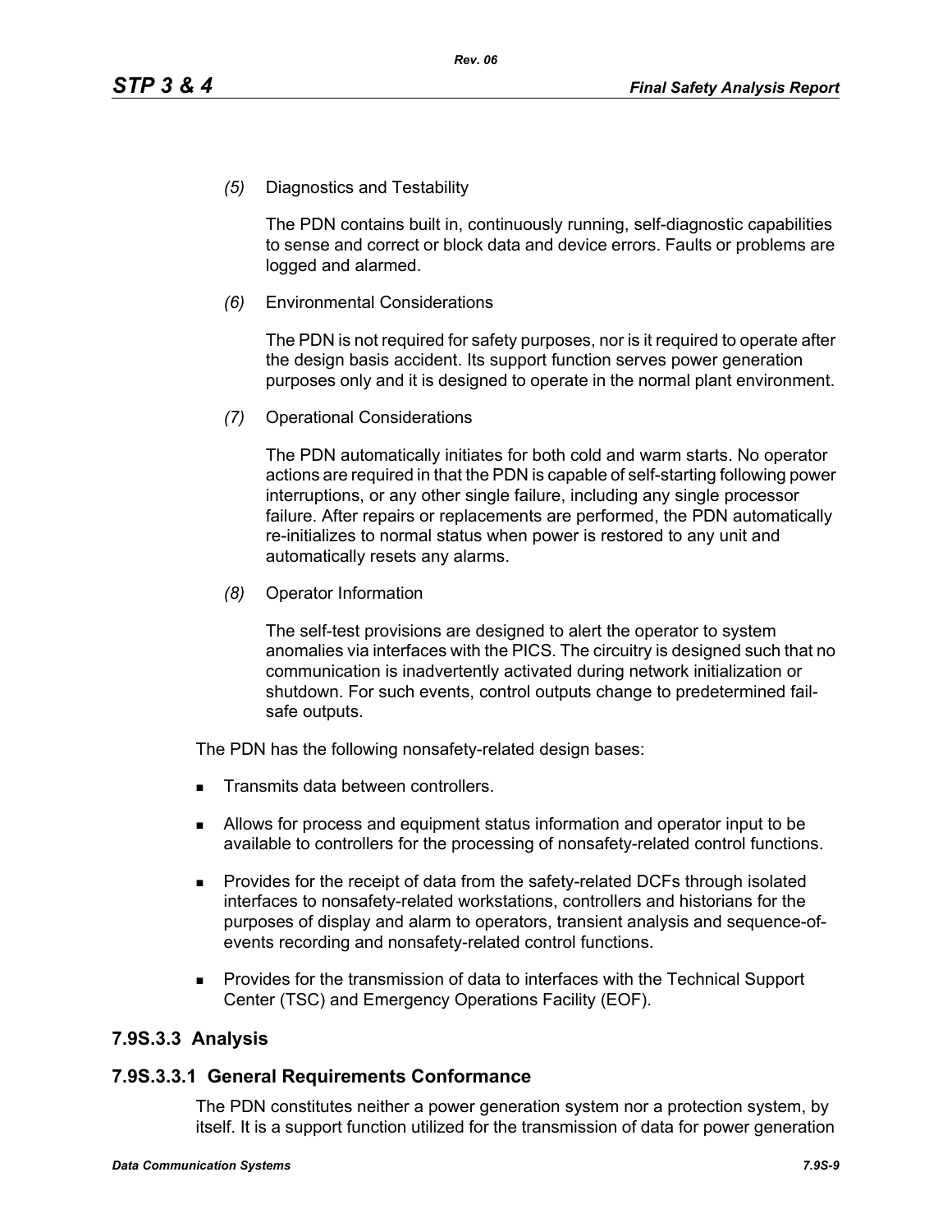*(5)* Diagnostics and Testability

The PDN contains built in, continuously running, self-diagnostic capabilities to sense and correct or block data and device errors. Faults or problems are logged and alarmed.

*(6)* Environmental Considerations

The PDN is not required for safety purposes, nor is it required to operate after the design basis accident. Its support function serves power generation purposes only and it is designed to operate in the normal plant environment.

*(7)* Operational Considerations

The PDN automatically initiates for both cold and warm starts. No operator actions are required in that the PDN is capable of self-starting following power interruptions, or any other single failure, including any single processor failure. After repairs or replacements are performed, the PDN automatically re-initializes to normal status when power is restored to any unit and automatically resets any alarms.

*(8)* Operator Information

The self-test provisions are designed to alert the operator to system anomalies via interfaces with the PICS. The circuitry is designed such that no communication is inadvertently activated during network initialization or shutdown. For such events, control outputs change to predetermined fail-safe outputs.

The PDN has the following nonsafety-related design bases:

- Transmits data between controllers.
- Allows for process and equipment status information and operator input to be available to controllers for the processing of nonsafety-related control functions.
- Provides for the receipt of data from the safety-related DCFs through isolated interfaces to nonsafety-related workstations, controllers and historians for the purposes of display and alarm to operators, transient analysis and sequence-of-events recording and nonsafety-related control functions.
- Provides for the transmission of data to interfaces with the Technical Support Center (TSC) and Emergency Operations Facility (EOF).

### 7.9S.3.3 Analysis

### 7.9S.3.3.1 General Requirements Conformance

The PDN constitutes neither a power generation system nor a protection system, by itself. It is a support function utilized for the transmission of data for power generation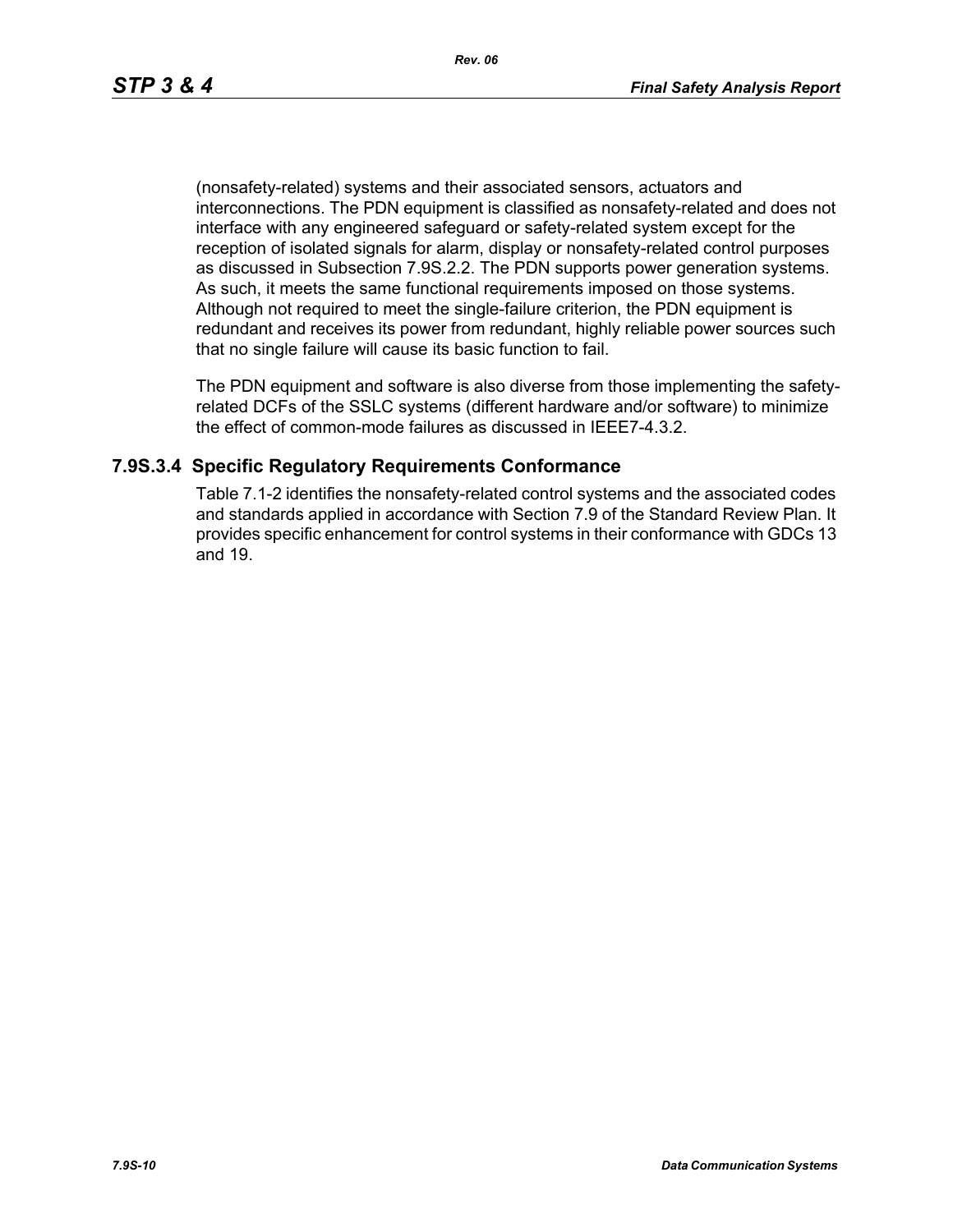(nonsafety-related) systems and their associated sensors, actuators and interconnections. The PDN equipment is classified as nonsafety-related and does not interface with any engineered safeguard or safety-related system except for the reception of isolated signals for alarm, display or nonsafety-related control purposes as discussed in Subsection 7.9S.2.2. The PDN supports power generation systems. As such, it meets the same functional requirements imposed on those systems. Although not required to meet the single-failure criterion, the PDN equipment is redundant and receives its power from redundant, highly reliable power sources such that no single failure will cause its basic function to fail.

The PDN equipment and software is also diverse from those implementing the safety-related DCFs of the SSLC systems (different hardware and/or software) to minimize the effect of common-mode failures as discussed in IEEE7-4.3.2.

### 7.9S.3.4 Specific Regulatory Requirements Conformance

Table 7.1-2 identifies the nonsafety-related control systems and the associated codes and standards applied in accordance with Section 7.9 of the Standard Review Plan. It provides specific enhancement for control systems in their conformance with GDCs 13 and 19.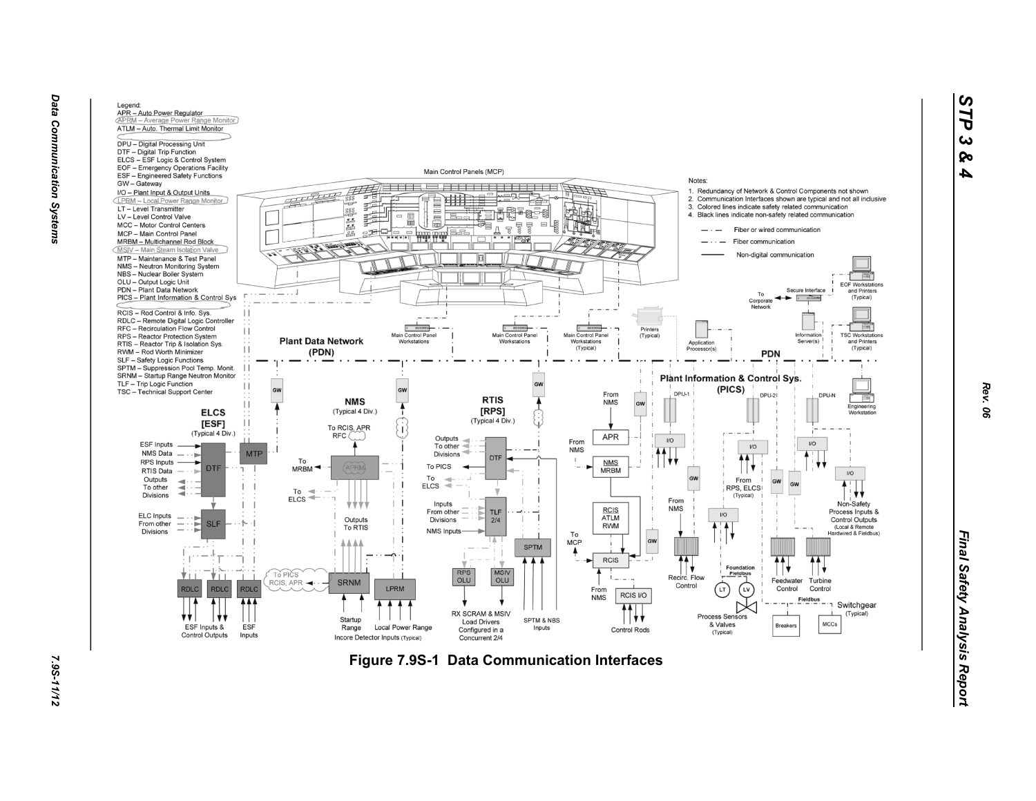Legend:

- APR – Auto Power Regulator
- APRM – Average Power Range Monitor
- ATLM – Auto. Thermal Limit Monitor
- DPU – Digital Processing Unit
- DTF – Digital Trip Function
- ELCS – ESF Logic & Control System
- EOF – Emergency Operations Facility
- ESF – Engineered Safety Functions
- GW – Gateway
- I/O – Plant Input & Output Units
- LPRM – Local Power Range Monitor
- LT – Level Transmitter
- LV – Level Control Valve
- MCC – Motor Control Centers
- MCP – Main Control Panel
- MRBM – Multichannel Rod Block
- MSIV – Main Steam Isolation Valve
- MTP – Maintenance & Test Panel
- NMS – Neutron Monitoring System
- NBS – Nuclear Boiler System
- OLU – Output Logic Unit
- PDN – Plant Data Network
- PICS – Plant Information & Control Sys
- RCIS – Rod Control & Info. Sys.
- RDLC – Remote Digital Logic Controller
- RFC – Recirculation Flow Control
- RPS – Reactor Protection System
- RTIS – Reactor Trip & Isolation Sys.
- RWM – Rod Worth Minimizer
- SLF – Safety Logic Functions
- SPTM – Suppression Pool Temp. Monit.
- SRNM – Startup Range Neutron Monitor
- TLF – Trip Logic Function
- TSC – Technical Support Center

Notes:

1. Redundancy of Network & Control Components not shown
2. Communication Interfaces shown are typical and not all inclusive
3. Colored lines indicate safety related communication
4. Black lines indicate non-safety related communication

Fiber or wired communication

Fiber communication

Non-digital communication

Main Control Panels (MCP)

Main Control Panel Workstations

Main Control Panel Workstations

Main Control Panel Workstations (Typical)

Printers (Typical)

Application Processor(s)

To Corporate Network

Secure Interface

Information Server(s)

EOF Workstations and Printers (Typical)

TSC Workstations and Printers (Typical)

Engineering Workstation

Plant Data Network (PDN)

PDN

Plant Information & Control Sys. (PICS)

DPU-1

DPU-2

DPU-N

ELCS [ESF] (Typical 4 Div.)

ESF Inputs

NMS Data

RPS Inputs

RTIS Data

Outputs To other Divisions

ELC Inputs From other Divisions

DTF

SLF

MTP

GW

RDLC

RDLC

RDLC

ESF Inputs & Control Outputs

ESF Inputs

NMS (Typical 4 Div.)

To RCIS, APR RFC

To MRBM

APRM

To ELCS

Outputs To RTIS

To PICS RCIS, APR

SRNM

LPRM

Startup Range

Local Power Range

Incore Detector Inputs (Typical)

RTIS [RPS] (Typical 4 Div.)

Outputs To other Divisions

To PICS

To ELCS

Inputs From other Divisions

NMS Inputs

DTF

TLF 2/4

RPS OLU

MSIV OLU

SPTM

RX SCRAM & MSIV Load Drivers Configured in a Concurrent 2/4

SPTM & NBS Inputs

From NMS

APR

From NMS

NMS MRBM

RCIS ATLM RWM

To MCP

RCIS

From NMS

RCIS I/O

Control Rods

I/O

From NMS

Recirc. Flow Control

From RPS, ELCS (Typical)

Foundation Fieldbus

LT

LV

Process Sensors & Valves (Typical)

Feedwater Control

Turbine Control

Fieldbus

Switchgear (Typical)

Breakers

MCCs

Non-Safety Process Inputs & Control Outputs (Local & Remote Hardwired & Fieldbus)

**Figure 7.9S-1 Data Communication Interfaces**